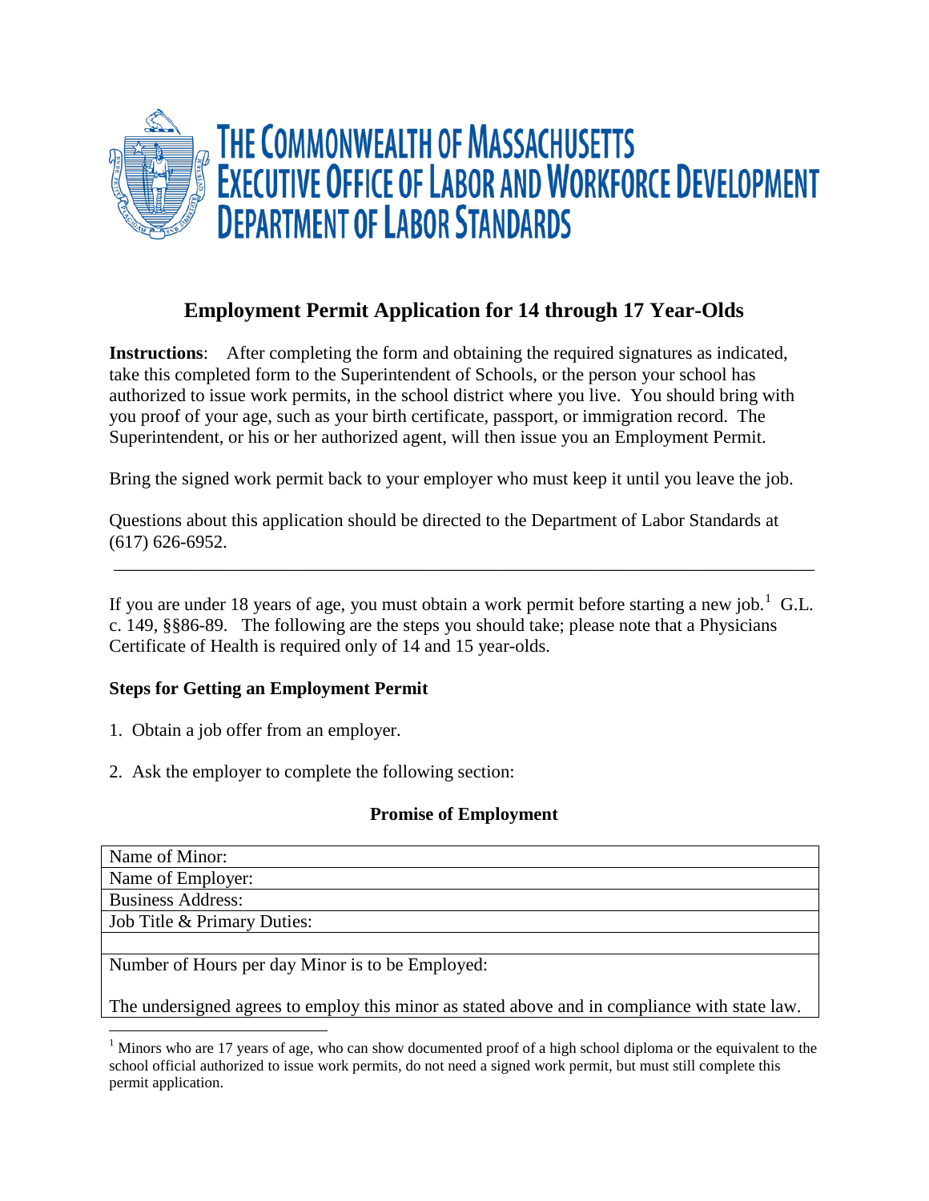# THE COMMONWEALTH OF MASSACHUSETTS
# EXECUTIVE OFFICE OF LABOR AND WORKFORCE DEVELOPMENT
# DEPARTMENT OF LABOR STANDARDS

## Employment Permit Application for 14 through 17 Year-Olds

**Instructions**: After completing the form and obtaining the required signatures as indicated, take this completed form to the Superintendent of Schools, or the person your school has authorized to issue work permits, in the school district where you live. You should bring with you proof of your age, such as your birth certificate, passport, or immigration record. The Superintendent, or his or her authorized agent, will then issue you an Employment Permit.

Bring the signed work permit back to your employer who must keep it until you leave the job.

Questions about this application should be directed to the Department of Labor Standards at (617) 626-6952.

---

If you are under 18 years of age, you must obtain a work permit before starting a new job.[1] G.L. c. 149, §§86-89. The following are the steps you should take; please note that a Physicians Certificate of Health is required only of 14 and 15 year-olds.

### Steps for Getting an Employment Permit

1. Obtain a job offer from an employer.

2. Ask the employer to complete the following section:

### Promise of Employment

| Name of Minor: |
|---|
| Name of Employer: |
| Business Address: |
| Job Title & Primary Duties: |
| |
| Number of Hours per day Minor is to be Employed: |
| The undersigned agrees to employ this minor as stated above and in compliance with state law. |

[1] Minors who are 17 years of age, who can show documented proof of a high school diploma or the equivalent to the school official authorized to issue work permits, do not need a signed work permit, but must still complete this permit application.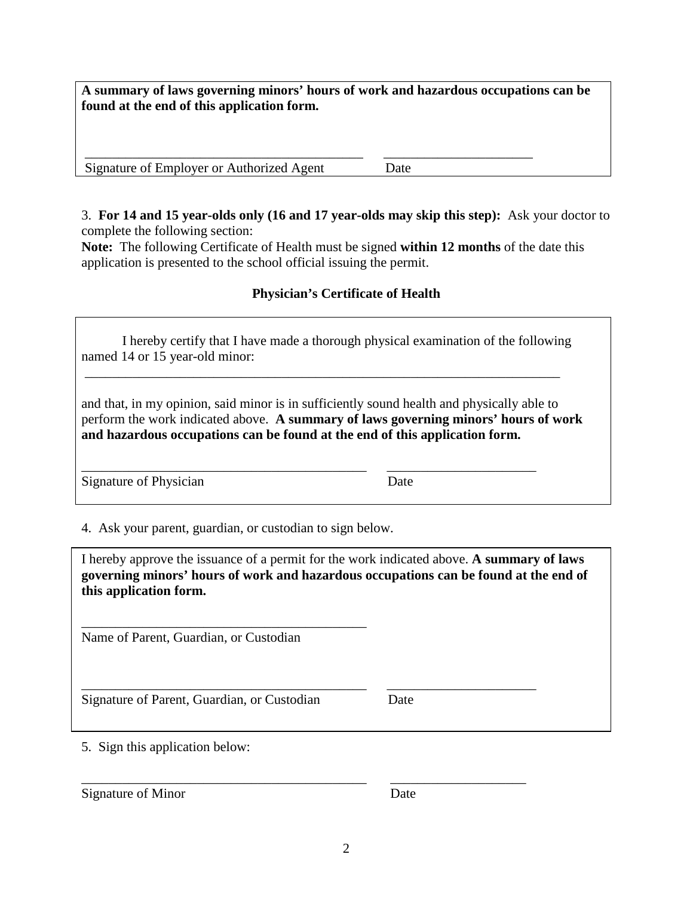**A summary of laws governing minors' hours of work and hazardous occupations can be found at the end of this application form.**

\_\_\_\_\_\_\_\_\_\_\_\_\_\_\_\_\_\_\_\_\_\_\_\_\_\_\_\_\_\_\_\_\_\_\_\_\_\_\_\_ \_\_\_\_\_\_\_\_\_\_\_\_\_\_\_\_\_\_\_\_\_\_

Signature of Employer or Authorized Agent Date

3. **For 14 and 15 year-olds only (16 and 17 year-olds may skip this step):** Ask your doctor to complete the following section:

**Note:** The following Certificate of Health must be signed **within 12 months** of the date this application is presented to the school official issuing the permit.

### Physician's Certificate of Health

I hereby certify that I have made a thorough physical examination of the following named 14 or 15 year-old minor:

\_\_\_\_\_\_\_\_\_\_\_\_\_\_\_\_\_\_\_\_\_\_\_\_\_\_\_\_\_\_\_\_\_\_\_\_\_\_\_\_\_\_\_\_\_\_\_\_\_\_\_\_\_\_\_\_\_\_\_\_\_\_\_\_\_\_\_\_\_\_

and that, in my opinion, said minor is in sufficiently sound health and physically able to perform the work indicated above. **A summary of laws governing minors' hours of work and hazardous occupations can be found at the end of this application form.**

\_\_\_\_\_\_\_\_\_\_\_\_\_\_\_\_\_\_\_\_\_\_\_\_\_\_\_\_\_\_\_\_\_\_\_\_\_\_\_\_\_\_ \_\_\_\_\_\_\_\_\_\_\_\_\_\_\_\_\_\_\_\_\_\_

Signature of Physician Date

4. Ask your parent, guardian, or custodian to sign below.

I hereby approve the issuance of a permit for the work indicated above. **A summary of laws governing minors' hours of work and hazardous occupations can be found at the end of this application form.**

\_\_\_\_\_\_\_\_\_\_\_\_\_\_\_\_\_\_\_\_\_\_\_\_\_\_\_\_\_\_\_\_\_\_\_\_\_\_\_\_\_\_

Name of Parent, Guardian, or Custodian

\_\_\_\_\_\_\_\_\_\_\_\_\_\_\_\_\_\_\_\_\_\_\_\_\_\_\_\_\_\_\_\_\_\_\_\_\_\_\_\_\_\_ \_\_\_\_\_\_\_\_\_\_\_\_\_\_\_\_\_\_\_\_\_\_

Signature of Parent, Guardian, or Custodian Date

5. Sign this application below:

\_\_\_\_\_\_\_\_\_\_\_\_\_\_\_\_\_\_\_\_\_\_\_\_\_\_\_\_\_\_\_\_\_\_\_\_\_\_\_\_\_\_ \_\_\_\_\_\_\_\_\_\_\_\_\_\_\_\_\_\_\_\_

Signature of Minor Date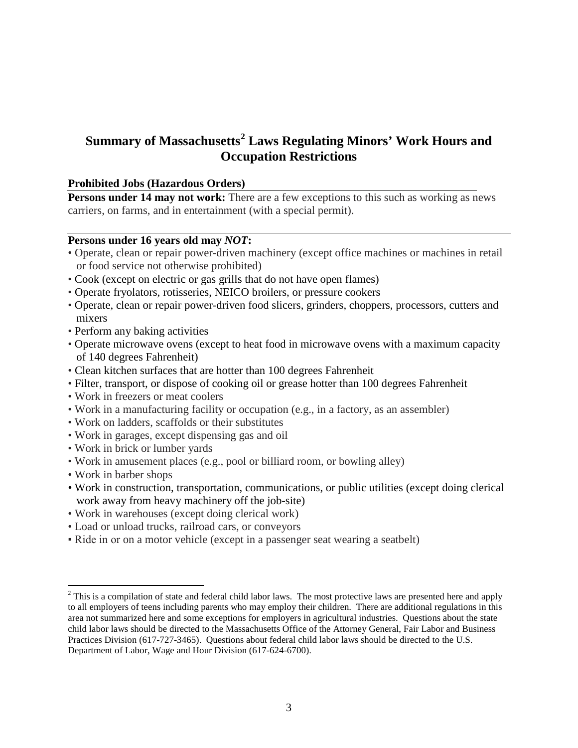# Summary of Massachusetts[2] Laws Regulating Minors' Work Hours and Occupation Restrictions

## Prohibited Jobs (Hazardous Orders)

**Persons under 14 may not work:** There are a few exceptions to this such as working as news carriers, on farms, and in entertainment (with a special permit).

**Persons under 16 years old may *NOT*:**

- Operate, clean or repair power-driven machinery (except office machines or machines in retail or food service not otherwise prohibited)
- Cook (except on electric or gas grills that do not have open flames)
- Operate fryolators, rotisseries, NEICO broilers, or pressure cookers
- Operate, clean or repair power-driven food slicers, grinders, choppers, processors, cutters and mixers
- Perform any baking activities
- Operate microwave ovens (except to heat food in microwave ovens with a maximum capacity of 140 degrees Fahrenheit)
- Clean kitchen surfaces that are hotter than 100 degrees Fahrenheit
- Filter, transport, or dispose of cooking oil or grease hotter than 100 degrees Fahrenheit
- Work in freezers or meat coolers
- Work in a manufacturing facility or occupation (e.g., in a factory, as an assembler)
- Work on ladders, scaffolds or their substitutes
- Work in garages, except dispensing gas and oil
- Work in brick or lumber yards
- Work in amusement places (e.g., pool or billiard room, or bowling alley)
- Work in barber shops
- Work in construction, transportation, communications, or public utilities (except doing clerical work away from heavy machinery off the job-site)
- Work in warehouses (except doing clerical work)
- Load or unload trucks, railroad cars, or conveyors
- Ride in or on a motor vehicle (except in a passenger seat wearing a seatbelt)

[2] This is a compilation of state and federal child labor laws. The most protective laws are presented here and apply to all employers of teens including parents who may employ their children. There are additional regulations in this area not summarized here and some exceptions for employers in agricultural industries. Questions about the state child labor laws should be directed to the Massachusetts Office of the Attorney General, Fair Labor and Business Practices Division (617-727-3465). Questions about federal child labor laws should be directed to the U.S. Department of Labor, Wage and Hour Division (617-624-6700).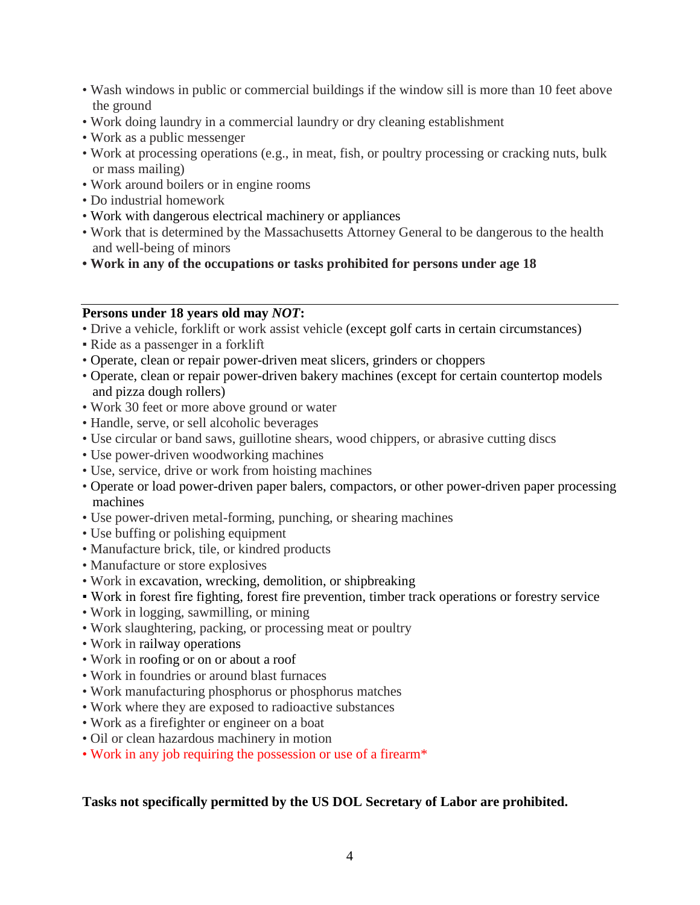- Wash windows in public or commercial buildings if the window sill is more than 10 feet above the ground
- Work doing laundry in a commercial laundry or dry cleaning establishment
- Work as a public messenger
- Work at processing operations (e.g., in meat, fish, or poultry processing or cracking nuts, bulk or mass mailing)
- Work around boilers or in engine rooms
- Do industrial homework
- Work with dangerous electrical machinery or appliances
- Work that is determined by the Massachusetts Attorney General to be dangerous to the health and well-being of minors
- **Work in any of the occupations or tasks prohibited for persons under age 18**

---

**Persons under 18 years old may *NOT*:**

- Drive a vehicle, forklift or work assist vehicle (except golf carts in certain circumstances)
- Ride as a passenger in a forklift
- Operate, clean or repair power-driven meat slicers, grinders or choppers
- Operate, clean or repair power-driven bakery machines (except for certain countertop models and pizza dough rollers)
- Work 30 feet or more above ground or water
- Handle, serve, or sell alcoholic beverages
- Use circular or band saws, guillotine shears, wood chippers, or abrasive cutting discs
- Use power-driven woodworking machines
- Use, service, drive or work from hoisting machines
- Operate or load power-driven paper balers, compactors, or other power-driven paper processing machines
- Use power-driven metal-forming, punching, or shearing machines
- Use buffing or polishing equipment
- Manufacture brick, tile, or kindred products
- Manufacture or store explosives
- Work in excavation, wrecking, demolition, or shipbreaking
- Work in forest fire fighting, forest fire prevention, timber track operations or forestry service
- Work in logging, sawmilling, or mining
- Work slaughtering, packing, or processing meat or poultry
- Work in railway operations
- Work in roofing or on or about a roof
- Work in foundries or around blast furnaces
- Work manufacturing phosphorus or phosphorus matches
- Work where they are exposed to radioactive substances
- Work as a firefighter or engineer on a boat
- Oil or clean hazardous machinery in motion
- Work in any job requiring the possession or use of a firearm*

**Tasks not specifically permitted by the US DOL Secretary of Labor are prohibited.**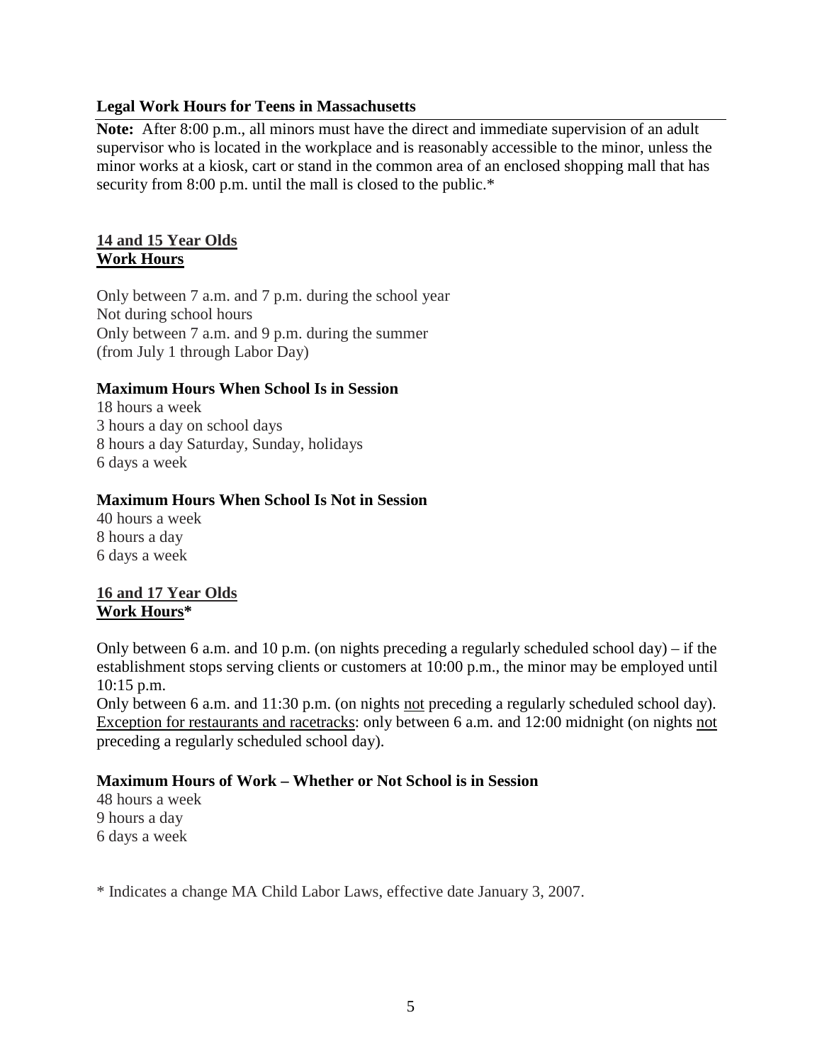**Legal Work Hours for Teens in Massachusetts**

**Note:** After 8:00 p.m., all minors must have the direct and immediate supervision of an adult supervisor who is located in the workplace and is reasonably accessible to the minor, unless the minor works at a kiosk, cart or stand in the common area of an enclosed shopping mall that has security from 8:00 p.m. until the mall is closed to the public.*

**14 and 15 Year Olds**
**Work Hours**

Only between 7 a.m. and 7 p.m. during the school year
Not during school hours
Only between 7 a.m. and 9 p.m. during the summer
(from July 1 through Labor Day)

**Maximum Hours When School Is in Session**

18 hours a week
3 hours a day on school days
8 hours a day Saturday, Sunday, holidays
6 days a week

**Maximum Hours When School Is Not in Session**

40 hours a week
8 hours a day
6 days a week

**16 and 17 Year Olds**
**Work Hours***

Only between 6 a.m. and 10 p.m. (on nights preceding a regularly scheduled school day) – if the establishment stops serving clients or customers at 10:00 p.m., the minor may be employed until 10:15 p.m.

Only between 6 a.m. and 11:30 p.m. (on nights not preceding a regularly scheduled school day). Exception for restaurants and racetracks: only between 6 a.m. and 12:00 midnight (on nights not preceding a regularly scheduled school day).

**Maximum Hours of Work – Whether or Not School is in Session**

48 hours a week
9 hours a day
6 days a week

* Indicates a change MA Child Labor Laws, effective date January 3, 2007.